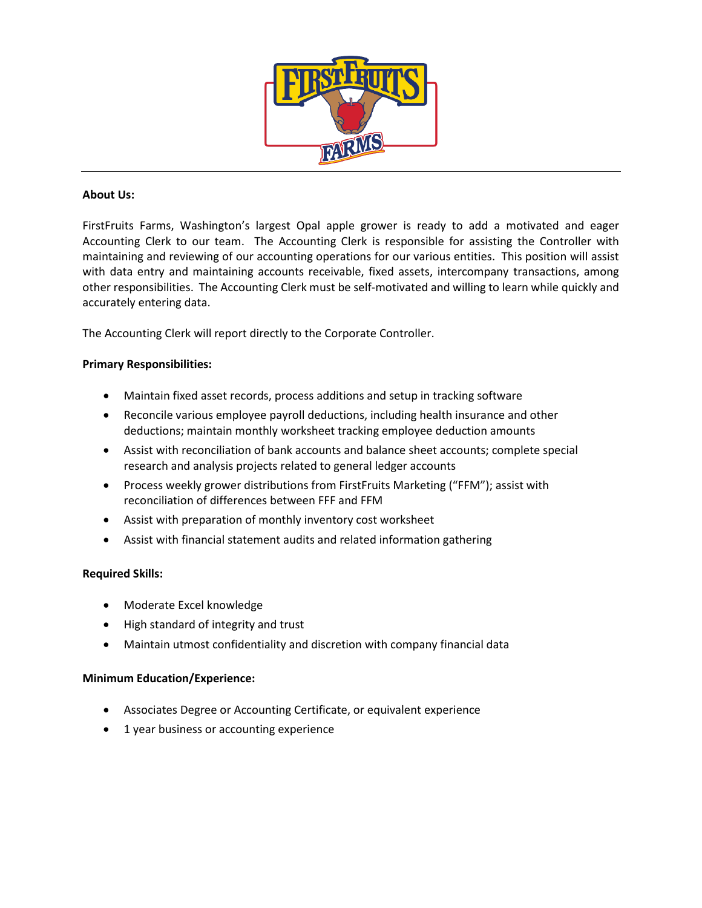**About Us:**

FirstFruits Farms, Washington's largest Opal apple grower is ready to add a motivated and eager Accounting Clerk to our team. The Accounting Clerk is responsible for assisting the Controller with maintaining and reviewing of our accounting operations for our various entities. This position will assist with data entry and maintaining accounts receivable, fixed assets, intercompany transactions, among other responsibilities. The Accounting Clerk must be self-motivated and willing to learn while quickly and accurately entering data.

The Accounting Clerk will report directly to the Corporate Controller.

**Primary Responsibilities:**

- Maintain fixed asset records, process additions and setup in tracking software
- Reconcile various employee payroll deductions, including health insurance and other deductions; maintain monthly worksheet tracking employee deduction amounts
- Assist with reconciliation of bank accounts and balance sheet accounts; complete special research and analysis projects related to general ledger accounts
- Process weekly grower distributions from FirstFruits Marketing ("FFM"); assist with reconciliation of differences between FFF and FFM
- Assist with preparation of monthly inventory cost worksheet
- Assist with financial statement audits and related information gathering

**Required Skills:**

- Moderate Excel knowledge
- High standard of integrity and trust
- Maintain utmost confidentiality and discretion with company financial data

**Minimum Education/Experience:**

- Associates Degree or Accounting Certificate, or equivalent experience
- 1 year business or accounting experience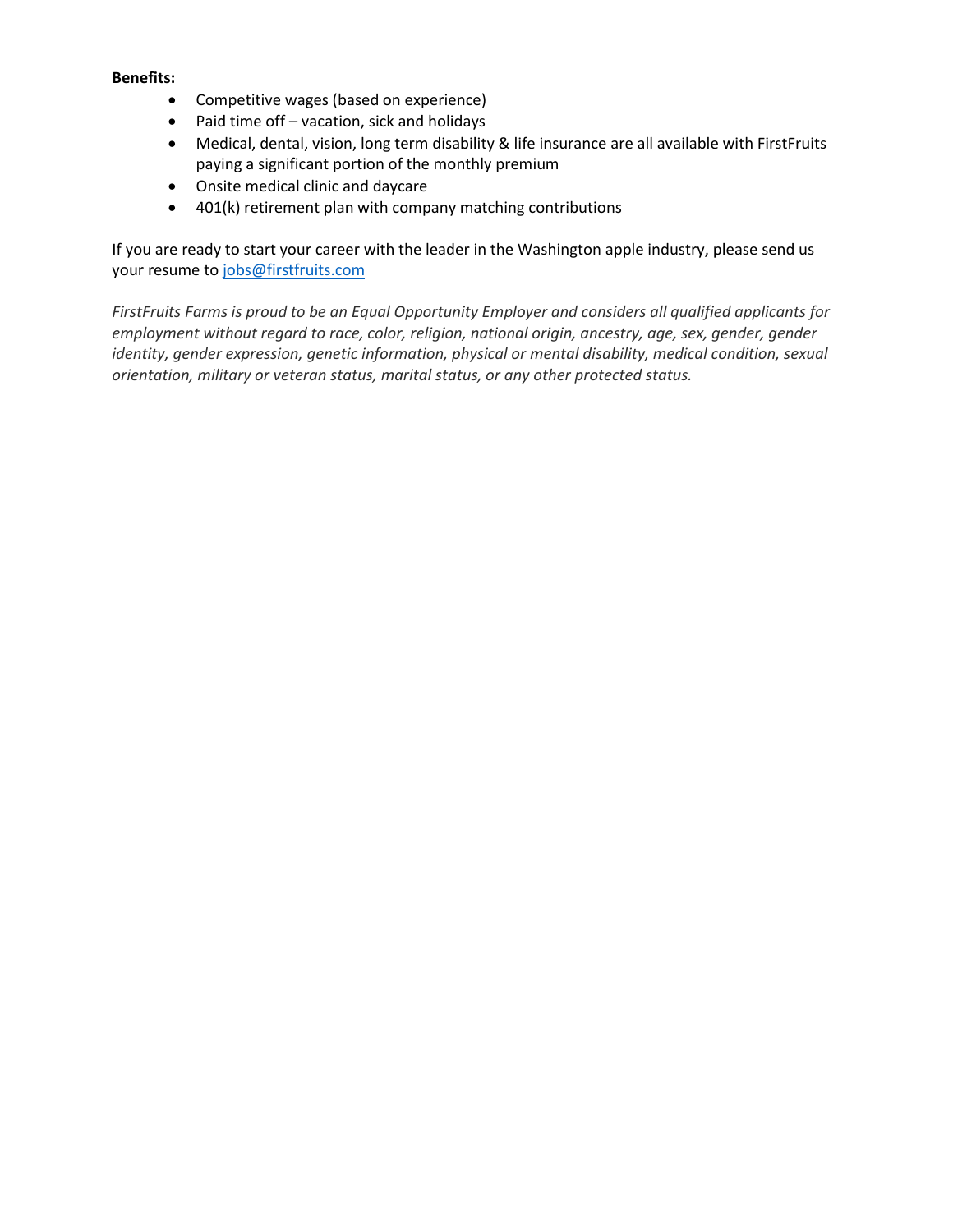**Benefits:**

- Competitive wages (based on experience)
- Paid time off – vacation, sick and holidays
- Medical, dental, vision, long term disability & life insurance are all available with FirstFruits paying a significant portion of the monthly premium
- Onsite medical clinic and daycare
- 401(k) retirement plan with company matching contributions

If you are ready to start your career with the leader in the Washington apple industry, please send us your resume to jobs@firstfruits.com

*FirstFruits Farms is proud to be an Equal Opportunity Employer and considers all qualified applicants for employment without regard to race, color, religion, national origin, ancestry, age, sex, gender, gender identity, gender expression, genetic information, physical or mental disability, medical condition, sexual orientation, military or veteran status, marital status, or any other protected status.*